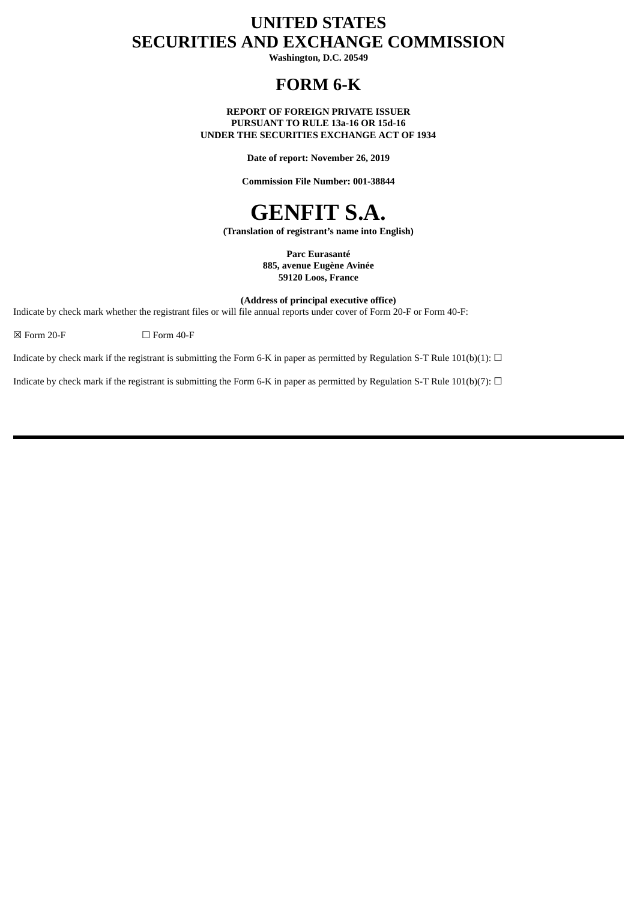# UNITED STATES
# SECURITIES AND EXCHANGE COMMISSION

**Washington, D.C. 20549**

# FORM 6-K

**REPORT OF FOREIGN PRIVATE ISSUER**
**PURSUANT TO RULE 13a-16 OR 15d-16**
**UNDER THE SECURITIES EXCHANGE ACT OF 1934**

**Date of report: November 26, 2019**

**Commission File Number: 001-38844**

# GENFIT S.A.

**(Translation of registrant's name into English)**

**Parc Eurasanté**
**885, avenue Eugène Avinée**
**59120 Loos, France**

**(Address of principal executive office)**

Indicate by check mark whether the registrant files or will file annual reports under cover of Form 20-F or Form 40-F:

☒ Form 20-F ☐ Form 40-F

Indicate by check mark if the registrant is submitting the Form 6-K in paper as permitted by Regulation S-T Rule 101(b)(1): ☐

Indicate by check mark if the registrant is submitting the Form 6-K in paper as permitted by Regulation S-T Rule 101(b)(7): ☐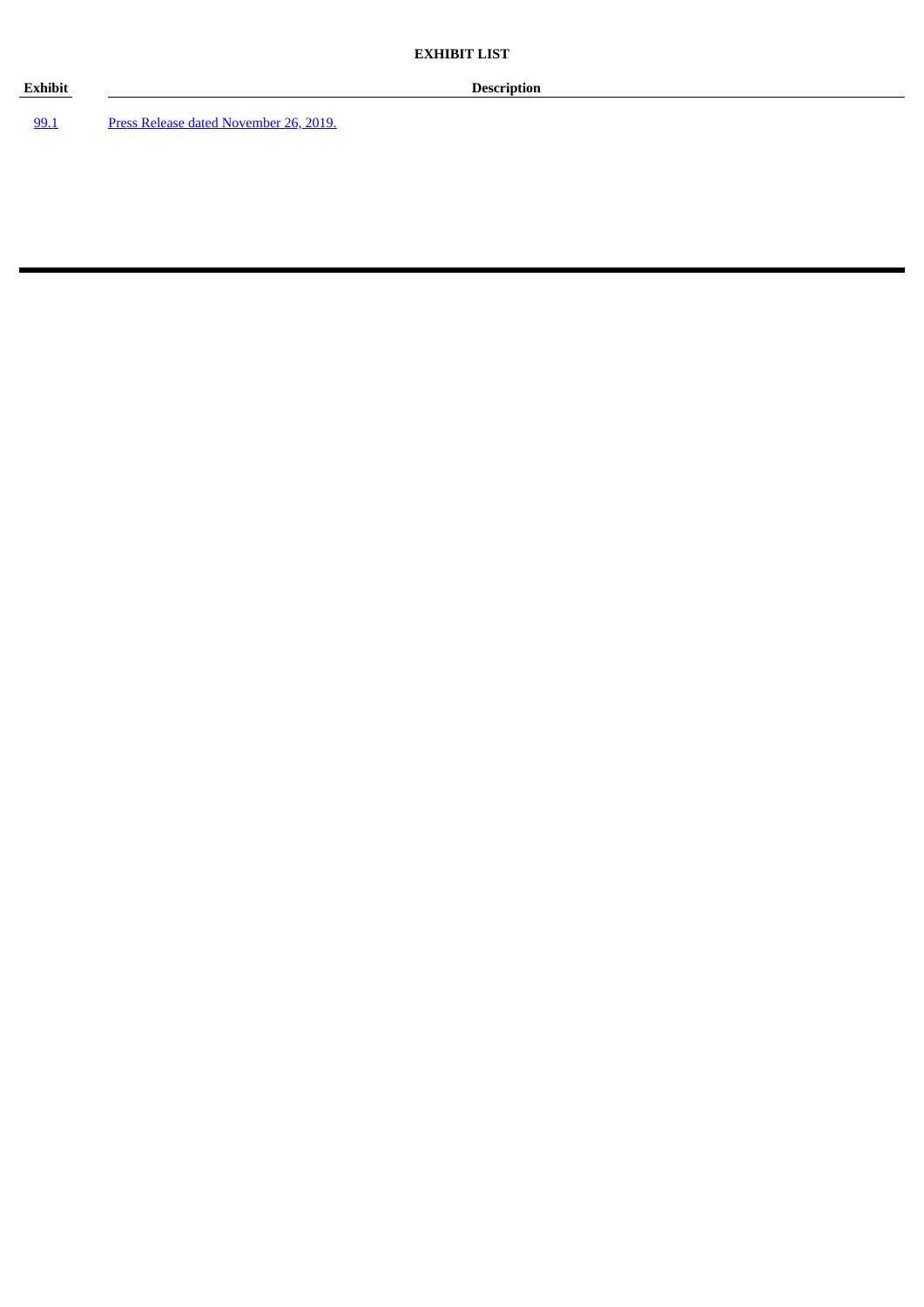**EXHIBIT LIST**

| Exhibit | Description |
| --- | --- |
| 99.1 | Press Release dated November 26, 2019. |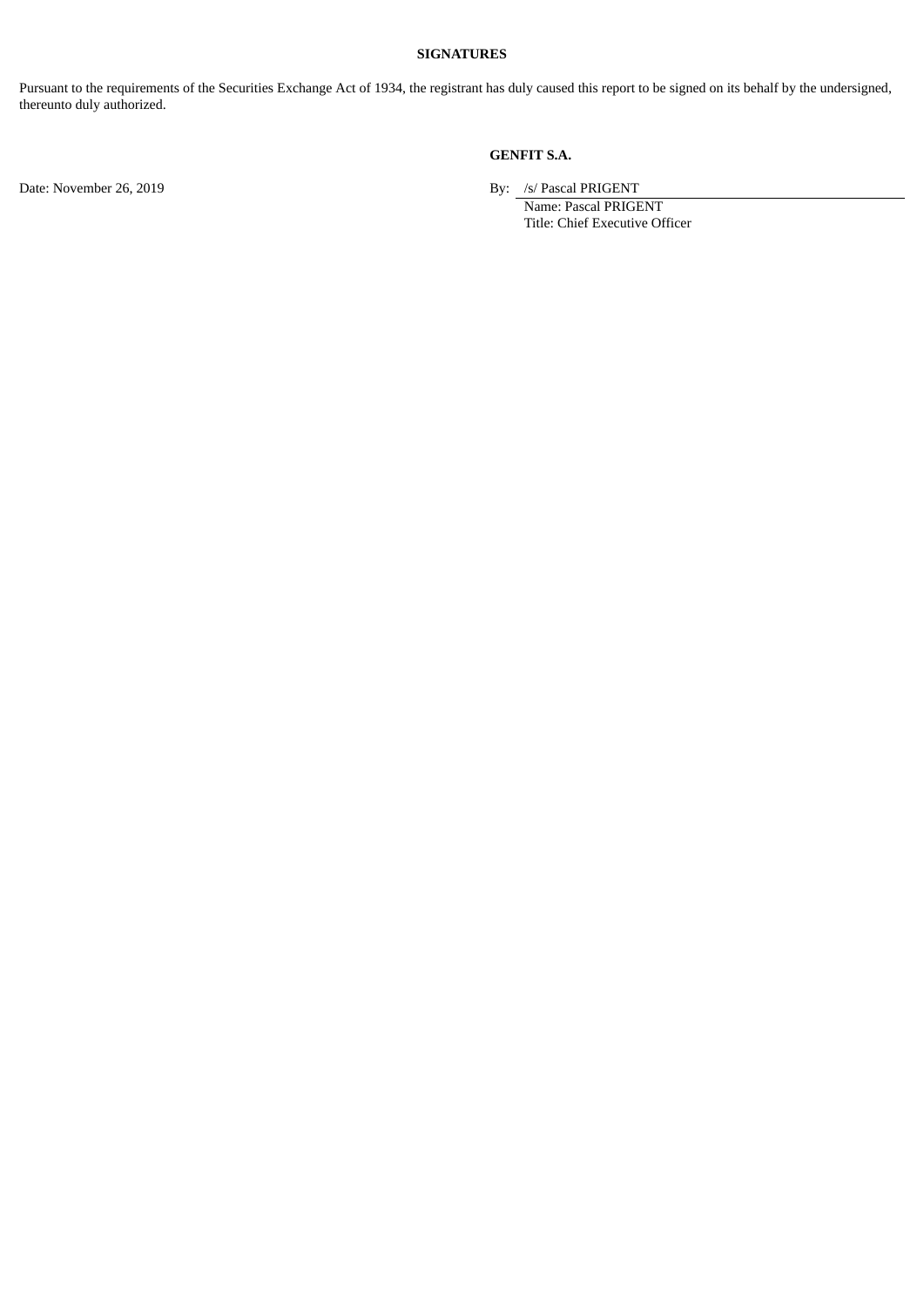**SIGNATURES**

Pursuant to the requirements of the Securities Exchange Act of 1934, the registrant has duly caused this report to be signed on its behalf by the undersigned, thereunto duly authorized.

**GENFIT S.A.**

Date: November 26, 2019

By: /s/ Pascal PRIGENT
Name: Pascal PRIGENT
Title: Chief Executive Officer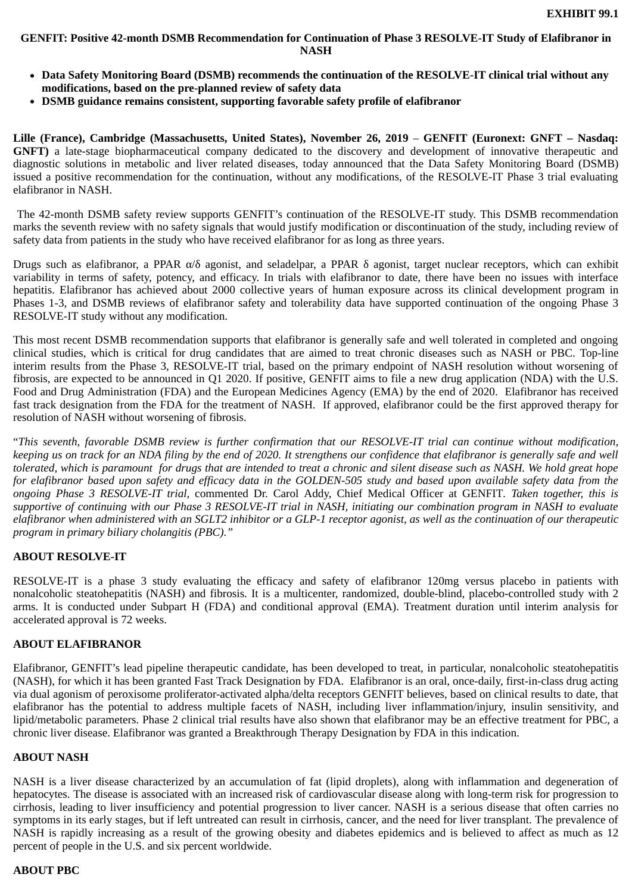**EXHIBIT 99.1**

# GENFIT: Positive 42-month DSMB Recommendation for Continuation of Phase 3 RESOLVE-IT Study of Elafibranor in NASH

- **Data Safety Monitoring Board (DSMB) recommends the continuation of the RESOLVE-IT clinical trial without any modifications, based on the pre-planned review of safety data**
- **DSMB guidance remains consistent, supporting favorable safety profile of elafibranor**

**Lille (France), Cambridge (Massachusetts, United States), November 26, 2019 – GENFIT (Euronext: GNFT – Nasdaq: GNFT)** a late-stage biopharmaceutical company dedicated to the discovery and development of innovative therapeutic and diagnostic solutions in metabolic and liver related diseases, today announced that the Data Safety Monitoring Board (DSMB) issued a positive recommendation for the continuation, without any modifications, of the RESOLVE-IT Phase 3 trial evaluating elafibranor in NASH.

The 42-month DSMB safety review supports GENFIT's continuation of the RESOLVE-IT study. This DSMB recommendation marks the seventh review with no safety signals that would justify modification or discontinuation of the study, including review of safety data from patients in the study who have received elafibranor for as long as three years.

Drugs such as elafibranor, a PPAR α/δ agonist, and seladelpar, a PPAR δ agonist, target nuclear receptors, which can exhibit variability in terms of safety, potency, and efficacy. In trials with elafibranor to date, there have been no issues with interface hepatitis. Elafibranor has achieved about 2000 collective years of human exposure across its clinical development program in Phases 1-3, and DSMB reviews of elafibranor safety and tolerability data have supported continuation of the ongoing Phase 3 RESOLVE-IT study without any modification.

This most recent DSMB recommendation supports that elafibranor is generally safe and well tolerated in completed and ongoing clinical studies, which is critical for drug candidates that are aimed to treat chronic diseases such as NASH or PBC. Top-line interim results from the Phase 3, RESOLVE-IT trial, based on the primary endpoint of NASH resolution without worsening of fibrosis, are expected to be announced in Q1 2020. If positive, GENFIT aims to file a new drug application (NDA) with the U.S. Food and Drug Administration (FDA) and the European Medicines Agency (EMA) by the end of 2020. Elafibranor has received fast track designation from the FDA for the treatment of NASH. If approved, elafibranor could be the first approved therapy for resolution of NASH without worsening of fibrosis.

"*This seventh, favorable DSMB review is further confirmation that our RESOLVE-IT trial can continue without modification, keeping us on track for an NDA filing by the end of 2020. It strengthens our confidence that elafibranor is generally safe and well tolerated, which is paramount for drugs that are intended to treat a chronic and silent disease such as NASH. We hold great hope for elafibranor based upon safety and efficacy data in the GOLDEN-505 study and based upon available safety data from the ongoing Phase 3 RESOLVE-IT trial,* commented Dr. Carol Addy, Chief Medical Officer at GENFIT. *Taken together, this is supportive of continuing with our Phase 3 RESOLVE-IT trial in NASH, initiating our combination program in NASH to evaluate elafibranor when administered with an SGLT2 inhibitor or a GLP-1 receptor agonist, as well as the continuation of our therapeutic program in primary biliary cholangitis (PBC).*"

## ABOUT RESOLVE-IT

RESOLVE-IT is a phase 3 study evaluating the efficacy and safety of elafibranor 120mg versus placebo in patients with nonalcoholic steatohepatitis (NASH) and fibrosis. It is a multicenter, randomized, double-blind, placebo-controlled study with 2 arms. It is conducted under Subpart H (FDA) and conditional approval (EMA). Treatment duration until interim analysis for accelerated approval is 72 weeks.

## ABOUT ELAFIBRANOR

Elafibranor, GENFIT's lead pipeline therapeutic candidate, has been developed to treat, in particular, nonalcoholic steatohepatitis (NASH), for which it has been granted Fast Track Designation by FDA. Elafibranor is an oral, once-daily, first-in-class drug acting via dual agonism of peroxisome proliferator-activated alpha/delta receptors GENFIT believes, based on clinical results to date, that elafibranor has the potential to address multiple facets of NASH, including liver inflammation/injury, insulin sensitivity, and lipid/metabolic parameters. Phase 2 clinical trial results have also shown that elafibranor may be an effective treatment for PBC, a chronic liver disease. Elafibranor was granted a Breakthrough Therapy Designation by FDA in this indication.

## ABOUT NASH

NASH is a liver disease characterized by an accumulation of fat (lipid droplets), along with inflammation and degeneration of hepatocytes. The disease is associated with an increased risk of cardiovascular disease along with long-term risk for progression to cirrhosis, leading to liver insufficiency and potential progression to liver cancer. NASH is a serious disease that often carries no symptoms in its early stages, but if left untreated can result in cirrhosis, cancer, and the need for liver transplant. The prevalence of NASH is rapidly increasing as a result of the growing obesity and diabetes epidemics and is believed to affect as much as 12 percent of people in the U.S. and six percent worldwide.

## ABOUT PBC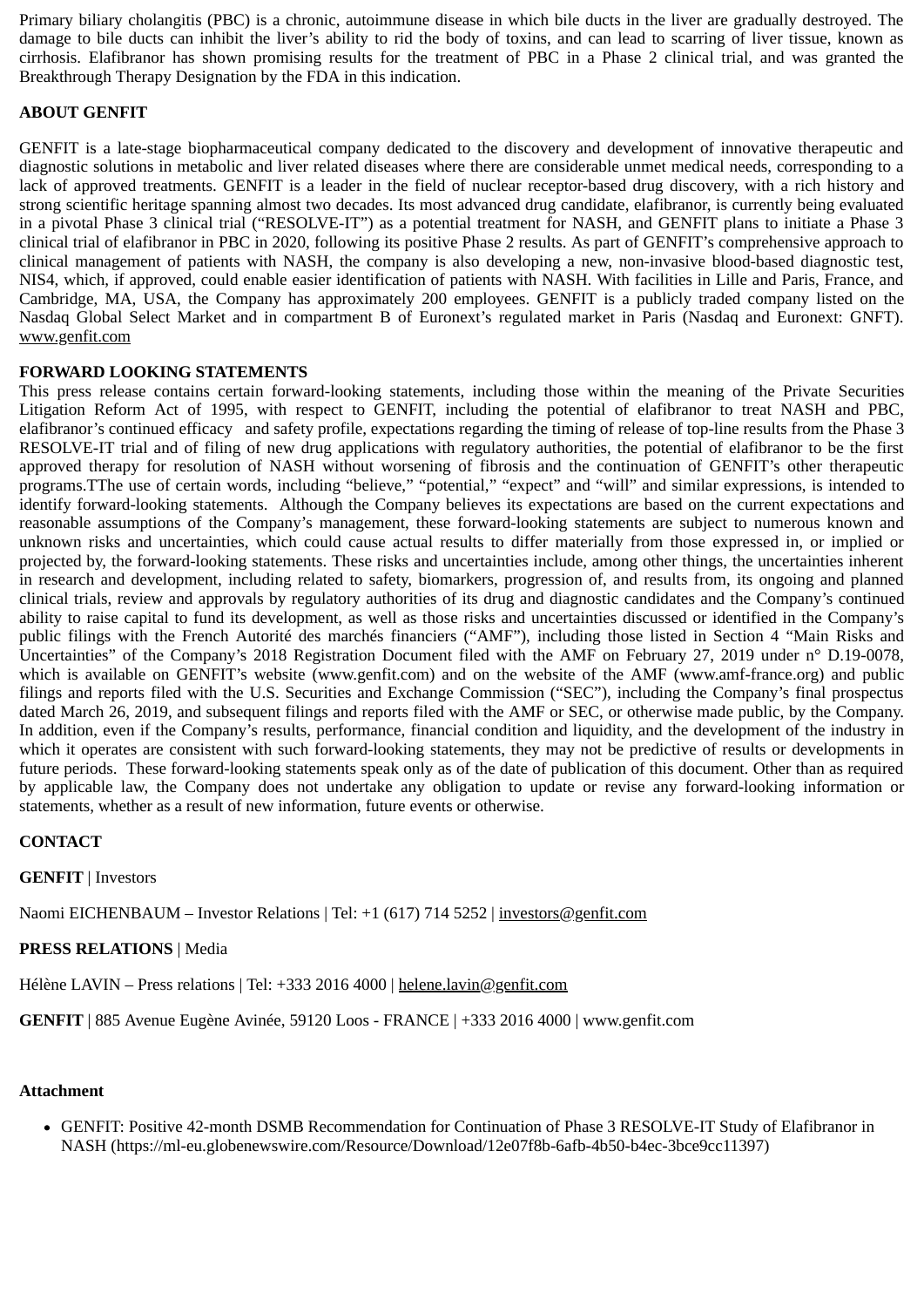Primary biliary cholangitis (PBC) is a chronic, autoimmune disease in which bile ducts in the liver are gradually destroyed. The damage to bile ducts can inhibit the liver's ability to rid the body of toxins, and can lead to scarring of liver tissue, known as cirrhosis. Elafibranor has shown promising results for the treatment of PBC in a Phase 2 clinical trial, and was granted the Breakthrough Therapy Designation by the FDA in this indication.

**ABOUT GENFIT**

GENFIT is a late-stage biopharmaceutical company dedicated to the discovery and development of innovative therapeutic and diagnostic solutions in metabolic and liver related diseases where there are considerable unmet medical needs, corresponding to a lack of approved treatments. GENFIT is a leader in the field of nuclear receptor-based drug discovery, with a rich history and strong scientific heritage spanning almost two decades. Its most advanced drug candidate, elafibranor, is currently being evaluated in a pivotal Phase 3 clinical trial ("RESOLVE-IT") as a potential treatment for NASH, and GENFIT plans to initiate a Phase 3 clinical trial of elafibranor in PBC in 2020, following its positive Phase 2 results. As part of GENFIT's comprehensive approach to clinical management of patients with NASH, the company is also developing a new, non-invasive blood-based diagnostic test, NIS4, which, if approved, could enable easier identification of patients with NASH. With facilities in Lille and Paris, France, and Cambridge, MA, USA, the Company has approximately 200 employees. GENFIT is a publicly traded company listed on the Nasdaq Global Select Market and in compartment B of Euronext's regulated market in Paris (Nasdaq and Euronext: GNFT). www.genfit.com

**FORWARD LOOKING STATEMENTS**

This press release contains certain forward-looking statements, including those within the meaning of the Private Securities Litigation Reform Act of 1995, with respect to GENFIT, including the potential of elafibranor to treat NASH and PBC, elafibranor's continued efficacy and safety profile, expectations regarding the timing of release of top-line results from the Phase 3 RESOLVE-IT trial and of filing of new drug applications with regulatory authorities, the potential of elafibranor to be the first approved therapy for resolution of NASH without worsening of fibrosis and the continuation of GENFIT's other therapeutic programs.TThe use of certain words, including "believe," "potential," "expect" and "will" and similar expressions, is intended to identify forward-looking statements. Although the Company believes its expectations are based on the current expectations and reasonable assumptions of the Company's management, these forward-looking statements are subject to numerous known and unknown risks and uncertainties, which could cause actual results to differ materially from those expressed in, or implied or projected by, the forward-looking statements. These risks and uncertainties include, among other things, the uncertainties inherent in research and development, including related to safety, biomarkers, progression of, and results from, its ongoing and planned clinical trials, review and approvals by regulatory authorities of its drug and diagnostic candidates and the Company's continued ability to raise capital to fund its development, as well as those risks and uncertainties discussed or identified in the Company's public filings with the French Autorité des marchés financiers ("AMF"), including those listed in Section 4 "Main Risks and Uncertainties" of the Company's 2018 Registration Document filed with the AMF on February 27, 2019 under n° D.19-0078, which is available on GENFIT's website (www.genfit.com) and on the website of the AMF (www.amf-france.org) and public filings and reports filed with the U.S. Securities and Exchange Commission ("SEC"), including the Company's final prospectus dated March 26, 2019, and subsequent filings and reports filed with the AMF or SEC, or otherwise made public, by the Company. In addition, even if the Company's results, performance, financial condition and liquidity, and the development of the industry in which it operates are consistent with such forward-looking statements, they may not be predictive of results or developments in future periods. These forward-looking statements speak only as of the date of publication of this document. Other than as required by applicable law, the Company does not undertake any obligation to update or revise any forward-looking information or statements, whether as a result of new information, future events or otherwise.

**CONTACT**

**GENFIT** | Investors

Naomi EICHENBAUM – Investor Relations | Tel: +1 (617) 714 5252 | investors@genfit.com

**PRESS RELATIONS** | Media

Hélène LAVIN – Press relations | Tel: +333 2016 4000 | helene.lavin@genfit.com

**GENFIT** | 885 Avenue Eugène Avinée, 59120 Loos - FRANCE | +333 2016 4000 | www.genfit.com

**Attachment**

- GENFIT: Positive 42-month DSMB Recommendation for Continuation of Phase 3 RESOLVE-IT Study of Elafibranor in NASH (https://ml-eu.globenewswire.com/Resource/Download/12e07f8b-6afb-4b50-b4ec-3bce9cc11397)